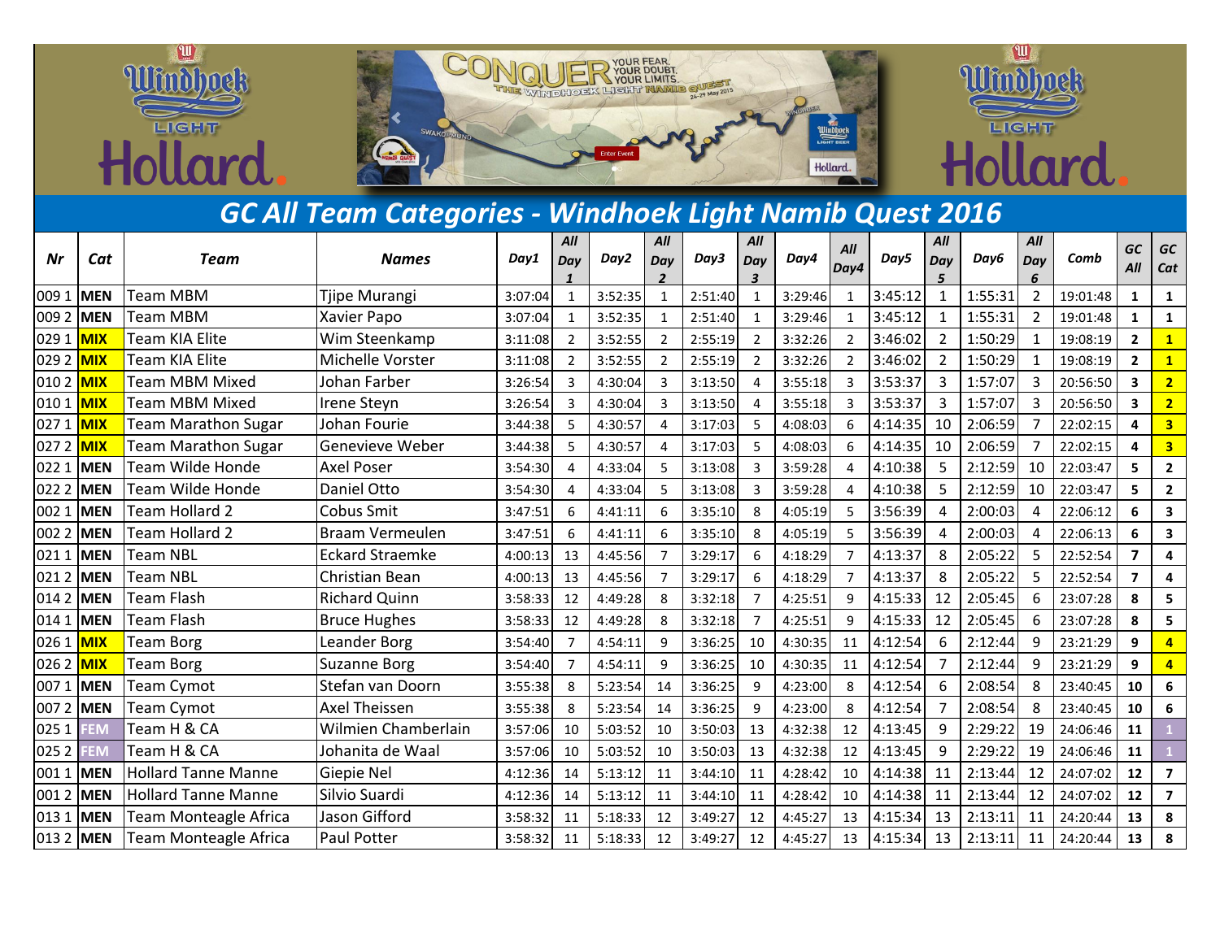## GC All Team Categories - Windhoek Light Namib Quest 2016

| Nr | Cat | Team | Names | Day1 | All Day 1 | Day2 | All Day 2 | Day3 | All Day 3 | Day4 | All Day4 | Day5 | All Day 5 | Day6 | All Day 6 | Comb | GC All | GC Cat |
|---|---|---|---|---|---|---|---|---|---|---|---|---|---|---|---|---|---|---|
| 009 1 | MEN | Team MBM | Tjipe Murangi | 3:07:04 | 1 | 3:52:35 | 1 | 2:51:40 | 1 | 3:29:46 | 1 | 3:45:12 | 1 | 1:55:31 | 2 | 19:01:48 | 1 | 1 |
| 009 2 | MEN | Team MBM | Xavier Papo | 3:07:04 | 1 | 3:52:35 | 1 | 2:51:40 | 1 | 3:29:46 | 1 | 3:45:12 | 1 | 1:55:31 | 2 | 19:01:48 | 1 | 1 |
| 029 1 | MIX | Team KIA Elite | Wim Steenkamp | 3:11:08 | 2 | 3:52:55 | 2 | 2:55:19 | 2 | 3:32:26 | 2 | 3:46:02 | 2 | 1:50:29 | 1 | 19:08:19 | 2 | 1 |
| 029 2 | MIX | Team KIA Elite | Michelle Vorster | 3:11:08 | 2 | 3:52:55 | 2 | 2:55:19 | 2 | 3:32:26 | 2 | 3:46:02 | 2 | 1:50:29 | 1 | 19:08:19 | 2 | 1 |
| 010 2 | MIX | Team MBM Mixed | Johan Farber | 3:26:54 | 3 | 4:30:04 | 3 | 3:13:50 | 4 | 3:55:18 | 3 | 3:53:37 | 3 | 1:57:07 | 3 | 20:56:50 | 3 | 2 |
| 010 1 | MIX | Team MBM Mixed | Irene Steyn | 3:26:54 | 3 | 4:30:04 | 3 | 3:13:50 | 4 | 3:55:18 | 3 | 3:53:37 | 3 | 1:57:07 | 3 | 20:56:50 | 3 | 2 |
| 027 1 | MIX | Team Marathon Sugar | Johan Fourie | 3:44:38 | 5 | 4:30:57 | 4 | 3:17:03 | 5 | 4:08:03 | 6 | 4:14:35 | 10 | 2:06:59 | 7 | 22:02:15 | 4 | 3 |
| 027 2 | MIX | Team Marathon Sugar | Genevieve Weber | 3:44:38 | 5 | 4:30:57 | 4 | 3:17:03 | 5 | 4:08:03 | 6 | 4:14:35 | 10 | 2:06:59 | 7 | 22:02:15 | 4 | 3 |
| 022 1 | MEN | Team Wilde Honde | Axel Poser | 3:54:30 | 4 | 4:33:04 | 5 | 3:13:08 | 3 | 3:59:28 | 4 | 4:10:38 | 5 | 2:12:59 | 10 | 22:03:47 | 5 | 2 |
| 022 2 | MEN | Team Wilde Honde | Daniel Otto | 3:54:30 | 4 | 4:33:04 | 5 | 3:13:08 | 3 | 3:59:28 | 4 | 4:10:38 | 5 | 2:12:59 | 10 | 22:03:47 | 5 | 2 |
| 002 1 | MEN | Team Hollard 2 | Cobus Smit | 3:47:51 | 6 | 4:41:11 | 6 | 3:35:10 | 8 | 4:05:19 | 5 | 3:56:39 | 4 | 2:00:03 | 4 | 22:06:12 | 6 | 3 |
| 002 2 | MEN | Team Hollard 2 | Braam Vermeulen | 3:47:51 | 6 | 4:41:11 | 6 | 3:35:10 | 8 | 4:05:19 | 5 | 3:56:39 | 4 | 2:00:03 | 4 | 22:06:13 | 6 | 3 |
| 021 1 | MEN | Team NBL | Eckard Straemke | 4:00:13 | 13 | 4:45:56 | 7 | 3:29:17 | 6 | 4:18:29 | 7 | 4:13:37 | 8 | 2:05:22 | 5 | 22:52:54 | 7 | 4 |
| 021 2 | MEN | Team NBL | Christian Bean | 4:00:13 | 13 | 4:45:56 | 7 | 3:29:17 | 6 | 4:18:29 | 7 | 4:13:37 | 8 | 2:05:22 | 5 | 22:52:54 | 7 | 4 |
| 014 2 | MEN | Team Flash | Richard Quinn | 3:58:33 | 12 | 4:49:28 | 8 | 3:32:18 | 7 | 4:25:51 | 9 | 4:15:33 | 12 | 2:05:45 | 6 | 23:07:28 | 8 | 5 |
| 014 1 | MEN | Team Flash | Bruce Hughes | 3:58:33 | 12 | 4:49:28 | 8 | 3:32:18 | 7 | 4:25:51 | 9 | 4:15:33 | 12 | 2:05:45 | 6 | 23:07:28 | 8 | 5 |
| 026 1 | MIX | Team Borg | Leander Borg | 3:54:40 | 7 | 4:54:11 | 9 | 3:36:25 | 10 | 4:30:35 | 11 | 4:12:54 | 6 | 2:12:44 | 9 | 23:21:29 | 9 | 4 |
| 026 2 | MIX | Team Borg | Suzanne Borg | 3:54:40 | 7 | 4:54:11 | 9 | 3:36:25 | 10 | 4:30:35 | 11 | 4:12:54 | 7 | 2:12:44 | 9 | 23:21:29 | 9 | 4 |
| 007 1 | MEN | Team Cymot | Stefan van Doorn | 3:55:38 | 8 | 5:23:54 | 14 | 3:36:25 | 9 | 4:23:00 | 8 | 4:12:54 | 6 | 2:08:54 | 8 | 23:40:45 | 10 | 6 |
| 007 2 | MEN | Team Cymot | Axel Theissen | 3:55:38 | 8 | 5:23:54 | 14 | 3:36:25 | 9 | 4:23:00 | 8 | 4:12:54 | 7 | 2:08:54 | 8 | 23:40:45 | 10 | 6 |
| 025 1 | FEM | Team H & CA | Wilmien Chamberlain | 3:57:06 | 10 | 5:03:52 | 10 | 3:50:03 | 13 | 4:32:38 | 12 | 4:13:45 | 9 | 2:29:22 | 19 | 24:06:46 | 11 | 1 |
| 025 2 | FEM | Team H & CA | Johanita de Waal | 3:57:06 | 10 | 5:03:52 | 10 | 3:50:03 | 13 | 4:32:38 | 12 | 4:13:45 | 9 | 2:29:22 | 19 | 24:06:46 | 11 | 1 |
| 001 1 | MEN | Hollard Tanne Manne | Giepie Nel | 4:12:36 | 14 | 5:13:12 | 11 | 3:44:10 | 11 | 4:28:42 | 10 | 4:14:38 | 11 | 2:13:44 | 12 | 24:07:02 | 12 | 7 |
| 001 2 | MEN | Hollard Tanne Manne | Silvio Suardi | 4:12:36 | 14 | 5:13:12 | 11 | 3:44:10 | 11 | 4:28:42 | 10 | 4:14:38 | 11 | 2:13:44 | 12 | 24:07:02 | 12 | 7 |
| 013 1 | MEN | Team Monteagle Africa | Jason Gifford | 3:58:32 | 11 | 5:18:33 | 12 | 3:49:27 | 12 | 4:45:27 | 13 | 4:15:34 | 13 | 2:13:11 | 11 | 24:20:44 | 13 | 8 |
| 013 2 | MEN | Team Monteagle Africa | Paul Potter | 3:58:32 | 11 | 5:18:33 | 12 | 3:49:27 | 12 | 4:45:27 | 13 | 4:15:34 | 13 | 2:13:11 | 11 | 24:20:44 | 13 | 8 |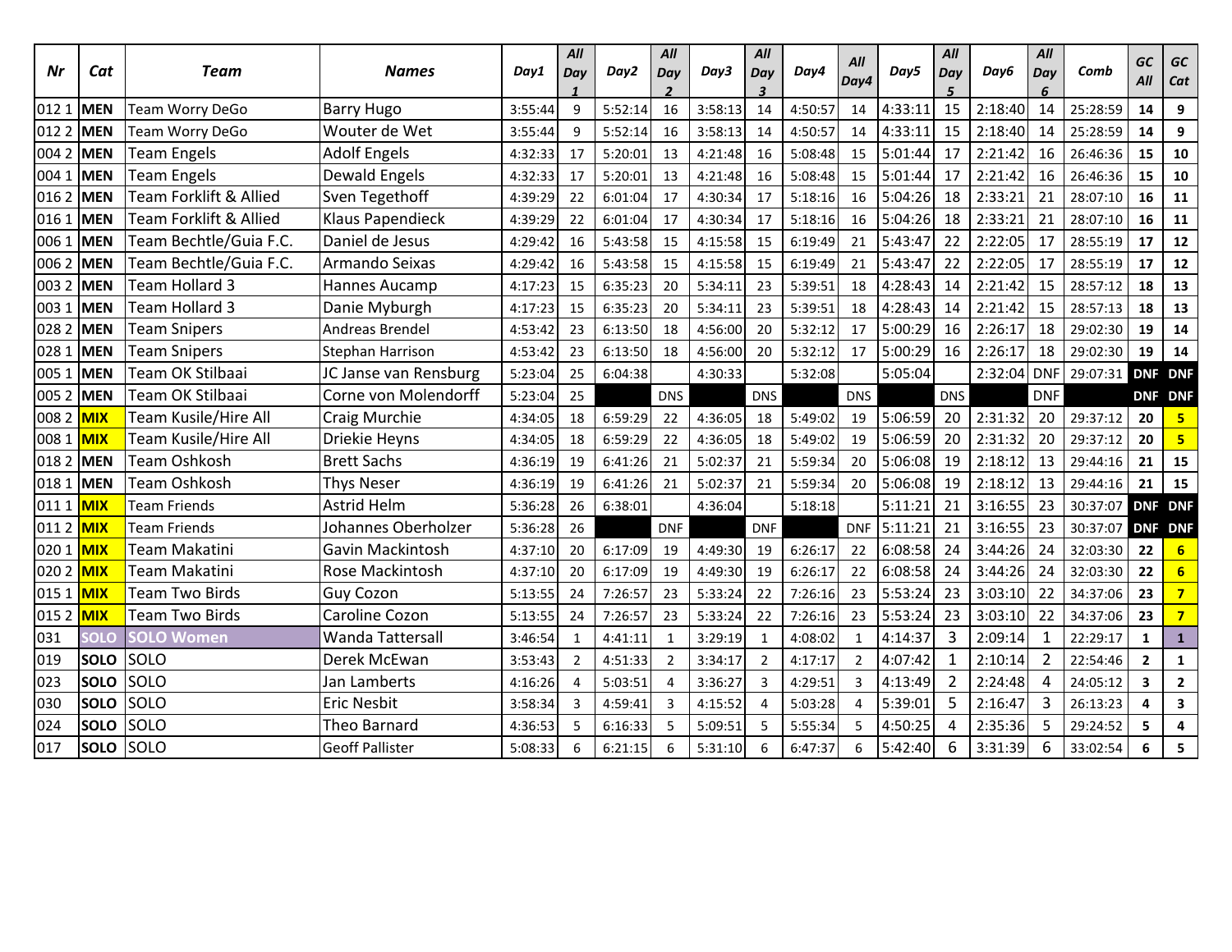| Nr | Cat | Team | Names | Day1 | All Day 1 | Day2 | All Day 2 | Day3 | All Day 3 | Day4 | All Day4 | Day5 | All Day 5 | Day6 | All Day 6 | Comb | GC All | GC Cat |
|---|---|---|---|---|---|---|---|---|---|---|---|---|---|---|---|---|---|---|
| 012 1 | **MEN** | Team Worry DeGo | Barry Hugo | 3:55:44 | 9 | 5:52:14 | 16 | 3:58:13 | 14 | 4:50:57 | 14 | 4:33:11 | 15 | 2:18:40 | 14 | 25:28:59 | **14** | **9** |
| 012 2 | **MEN** | Team Worry DeGo | Wouter de Wet | 3:55:44 | 9 | 5:52:14 | 16 | 3:58:13 | 14 | 4:50:57 | 14 | 4:33:11 | 15 | 2:18:40 | 14 | 25:28:59 | **14** | **9** |
| 004 2 | **MEN** | Team Engels | Adolf Engels | 4:32:33 | 17 | 5:20:01 | 13 | 4:21:48 | 16 | 5:08:48 | 15 | 5:01:44 | 17 | 2:21:42 | 16 | 26:46:36 | **15** | **10** |
| 004 1 | **MEN** | Team Engels | Dewald Engels | 4:32:33 | 17 | 5:20:01 | 13 | 4:21:48 | 16 | 5:08:48 | 15 | 5:01:44 | 17 | 2:21:42 | 16 | 26:46:36 | **15** | **10** |
| 016 2 | **MEN** | Team Forklift & Allied | Sven Tegethoff | 4:39:29 | 22 | 6:01:04 | 17 | 4:30:34 | 17 | 5:18:16 | 16 | 5:04:26 | 18 | 2:33:21 | 21 | 28:07:10 | **16** | **11** |
| 016 1 | **MEN** | Team Forklift & Allied | Klaus Papendieck | 4:39:29 | 22 | 6:01:04 | 17 | 4:30:34 | 17 | 5:18:16 | 16 | 5:04:26 | 18 | 2:33:21 | 21 | 28:07:10 | **16** | **11** |
| 006 1 | **MEN** | Team Bechtle/Guia F.C. | Daniel de Jesus | 4:29:42 | 16 | 5:43:58 | 15 | 4:15:58 | 15 | 6:19:49 | 21 | 5:43:47 | 22 | 2:22:05 | 17 | 28:55:19 | **17** | **12** |
| 006 2 | **MEN** | Team Bechtle/Guia F.C. | Armando Seixas | 4:29:42 | 16 | 5:43:58 | 15 | 4:15:58 | 15 | 6:19:49 | 21 | 5:43:47 | 22 | 2:22:05 | 17 | 28:55:19 | **17** | **12** |
| 003 2 | **MEN** | Team Hollard 3 | Hannes Aucamp | 4:17:23 | 15 | 6:35:23 | 20 | 5:34:11 | 23 | 5:39:51 | 18 | 4:28:43 | 14 | 2:21:42 | 15 | 28:57:12 | **18** | **13** |
| 003 1 | **MEN** | Team Hollard 3 | Danie Myburgh | 4:17:23 | 15 | 6:35:23 | 20 | 5:34:11 | 23 | 5:39:51 | 18 | 4:28:43 | 14 | 2:21:42 | 15 | 28:57:13 | **18** | **13** |
| 028 2 | **MEN** | Team Snipers | Andreas Brendel | 4:53:42 | 23 | 6:13:50 | 18 | 4:56:00 | 20 | 5:32:12 | 17 | 5:00:29 | 16 | 2:26:17 | 18 | 29:02:30 | **19** | **14** |
| 028 1 | **MEN** | Team Snipers | Stephan Harrison | 4:53:42 | 23 | 6:13:50 | 18 | 4:56:00 | 20 | 5:32:12 | 17 | 5:00:29 | 16 | 2:26:17 | 18 | 29:02:30 | **19** | **14** |
| 005 1 | **MEN** | Team OK Stilbaai | JC Janse van Rensburg | 5:23:04 | 25 | 6:04:38 | | 4:30:33 | | 5:32:08 | | 5:05:04 | | 2:32:04 | DNF | 29:07:31 | **DNF** | **DNF** |
| 005 2 | **MEN** | Team OK Stilbaai | Corne von Molendorff | 5:23:04 | 25 | | DNS | | DNS | | DNS | | DNS | | DNF | | **DNF** | **DNF** |
| 008 2 | **MIX** | Team Kusile/Hire All | Craig Murchie | 4:34:05 | 18 | 6:59:29 | 22 | 4:36:05 | 18 | 5:49:02 | 19 | 5:06:59 | 20 | 2:31:32 | 20 | 29:37:12 | **20** | **5** |
| 008 1 | **MIX** | Team Kusile/Hire All | Driekie Heyns | 4:34:05 | 18 | 6:59:29 | 22 | 4:36:05 | 18 | 5:49:02 | 19 | 5:06:59 | 20 | 2:31:32 | 20 | 29:37:12 | **20** | **5** |
| 018 2 | **MEN** | Team Oshkosh | Brett Sachs | 4:36:19 | 19 | 6:41:26 | 21 | 5:02:37 | 21 | 5:59:34 | 20 | 5:06:08 | 19 | 2:18:12 | 13 | 29:44:16 | **21** | **15** |
| 018 1 | **MEN** | Team Oshkosh | Thys Neser | 4:36:19 | 19 | 6:41:26 | 21 | 5:02:37 | 21 | 5:59:34 | 20 | 5:06:08 | 19 | 2:18:12 | 13 | 29:44:16 | **21** | **15** |
| 011 1 | **MIX** | Team Friends | Astrid Helm | 5:36:28 | 26 | 6:38:01 | | 4:36:04 | | 5:18:18 | | 5:11:21 | 21 | 3:16:55 | 23 | 30:37:07 | **DNF** | **DNF** |
| 011 2 | **MIX** | Team Friends | Johannes Oberholzer | 5:36:28 | 26 | | DNF | | DNF | | DNF | 5:11:21 | 21 | 3:16:55 | 23 | 30:37:07 | **DNF** | **DNF** |
| 020 1 | **MIX** | Team Makatini | Gavin Mackintosh | 4:37:10 | 20 | 6:17:09 | 19 | 4:49:30 | 19 | 6:26:17 | 22 | 6:08:58 | 24 | 3:44:26 | 24 | 32:03:30 | **22** | **6** |
| 020 2 | **MIX** | Team Makatini | Rose Mackintosh | 4:37:10 | 20 | 6:17:09 | 19 | 4:49:30 | 19 | 6:26:17 | 22 | 6:08:58 | 24 | 3:44:26 | 24 | 32:03:30 | **22** | **6** |
| 015 1 | **MIX** | Team Two Birds | Guy Cozon | 5:13:55 | 24 | 7:26:57 | 23 | 5:33:24 | 22 | 7:26:16 | 23 | 5:53:24 | 23 | 3:03:10 | 22 | 34:37:06 | **23** | **7** |
| 015 2 | **MIX** | Team Two Birds | Caroline Cozon | 5:13:55 | 24 | 7:26:57 | 23 | 5:33:24 | 22 | 7:26:16 | 23 | 5:53:24 | 23 | 3:03:10 | 22 | 34:37:06 | **23** | **7** |
| 031 | **SOLO** | **SOLO Women** | Wanda Tattersall | 3:46:54 | 1 | 4:41:11 | 1 | 3:29:19 | 1 | 4:08:02 | 1 | 4:14:37 | 3 | 2:09:14 | 1 | 22:29:17 | **1** | **1** |
| 019 | **SOLO** | SOLO | Derek McEwan | 3:53:43 | 2 | 4:51:33 | 2 | 3:34:17 | 2 | 4:17:17 | 2 | 4:07:42 | 1 | 2:10:14 | 2 | 22:54:46 | **2** | **1** |
| 023 | **SOLO** | SOLO | Jan Lamberts | 4:16:26 | 4 | 5:03:51 | 4 | 3:36:27 | 3 | 4:29:51 | 3 | 4:13:49 | 2 | 2:24:48 | 4 | 24:05:12 | **3** | **2** |
| 030 | **SOLO** | SOLO | Eric Nesbit | 3:58:34 | 3 | 4:59:41 | 3 | 4:15:52 | 4 | 5:03:28 | 4 | 5:39:01 | 5 | 2:16:47 | 3 | 26:13:23 | **4** | **3** |
| 024 | **SOLO** | SOLO | Theo Barnard | 4:36:53 | 5 | 6:16:33 | 5 | 5:09:51 | 5 | 5:55:34 | 5 | 4:50:25 | 4 | 2:35:36 | 5 | 29:24:52 | **5** | **4** |
| 017 | **SOLO** | SOLO | Geoff Pallister | 5:08:33 | 6 | 6:21:15 | 6 | 5:31:10 | 6 | 6:47:37 | 6 | 5:42:40 | 6 | 3:31:39 | 6 | 33:02:54 | **6** | **5** |